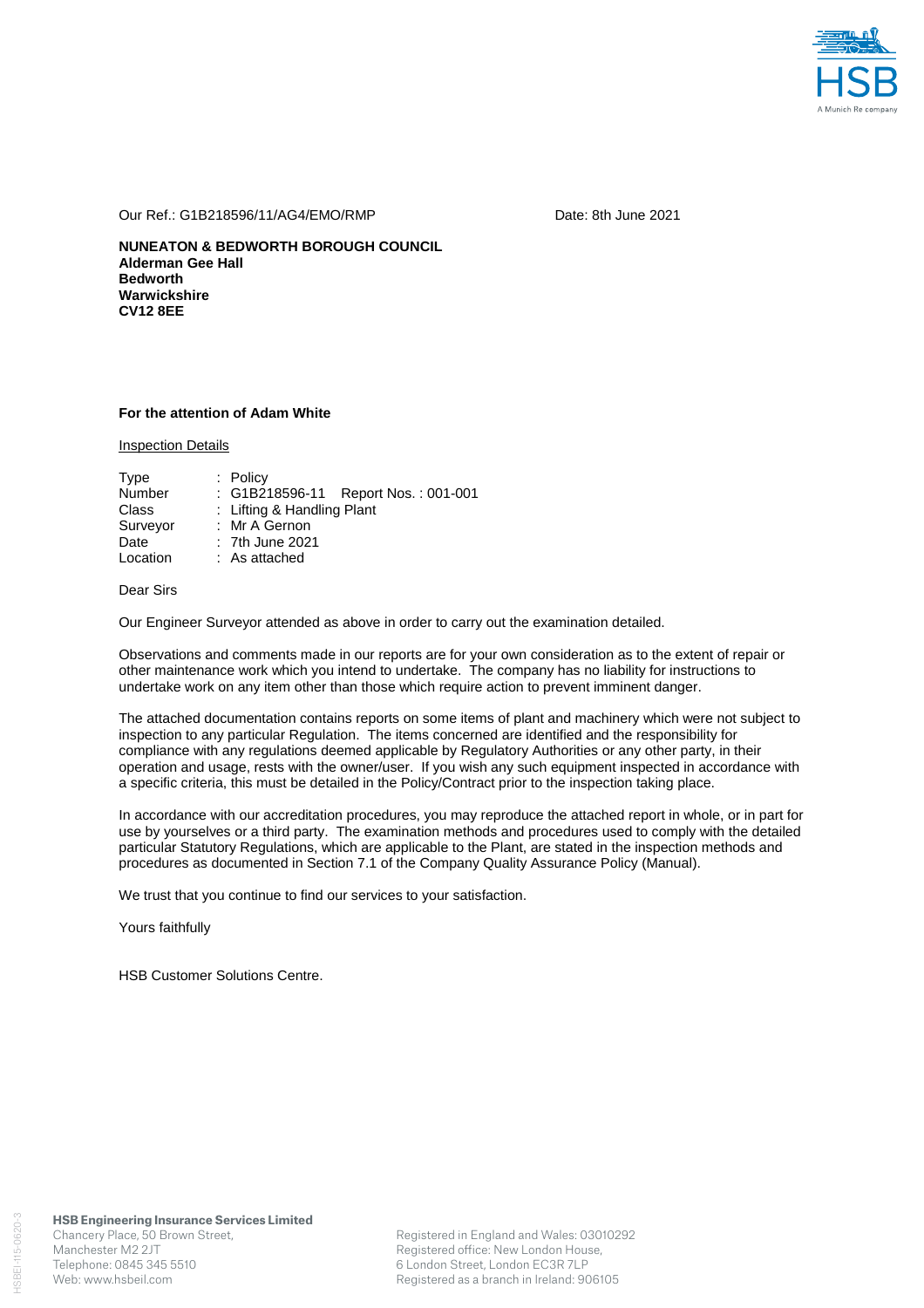Our Ref.: G1B218596/11/AG4/EMO/RMP

Date: 8th June 2021

**NUNEATON & BEDWORTH BOROUGH COUNCIL**
**Alderman Gee Hall**
**Bedworth**
**Warwickshire**
**CV12 8EE**

**For the attention of Adam White**

Inspection Details

| | |
|---|---|
| Type | : Policy |
| Number | : G1B218596-11 Report Nos. : 001-001 |
| Class | : Lifting & Handling Plant |
| Surveyor | : Mr A Gernon |
| Date | : 7th June 2021 |
| Location | : As attached |

Dear Sirs

Our Engineer Surveyor attended as above in order to carry out the examination detailed.

Observations and comments made in our reports are for your own consideration as to the extent of repair or other maintenance work which you intend to undertake. The company has no liability for instructions to undertake work on any item other than those which require action to prevent imminent danger.

The attached documentation contains reports on some items of plant and machinery which were not subject to inspection to any particular Regulation. The items concerned are identified and the responsibility for compliance with any regulations deemed applicable by Regulatory Authorities or any other party, in their operation and usage, rests with the owner/user. If you wish any such equipment inspected in accordance with a specific criteria, this must be detailed in the Policy/Contract prior to the inspection taking place.

In accordance with our accreditation procedures, you may reproduce the attached report in whole, or in part for use by yourselves or a third party. The examination methods and procedures used to comply with the detailed particular Statutory Regulations, which are applicable to the Plant, are stated in the inspection methods and procedures as documented in Section 7.1 of the Company Quality Assurance Policy (Manual).

We trust that you continue to find our services to your satisfaction.

Yours faithfully

HSB Customer Solutions Centre.

**HSB Engineering Insurance Services Limited**
Chancery Place, 50 Brown Street,
Manchester M2 2JT
Telephone: 0845 345 5510
Web: www.hsbeil.com

Registered in England and Wales: 03010292
Registered office: New London House,
6 London Street, London EC3R 7LP
Registered as a branch in Ireland: 906105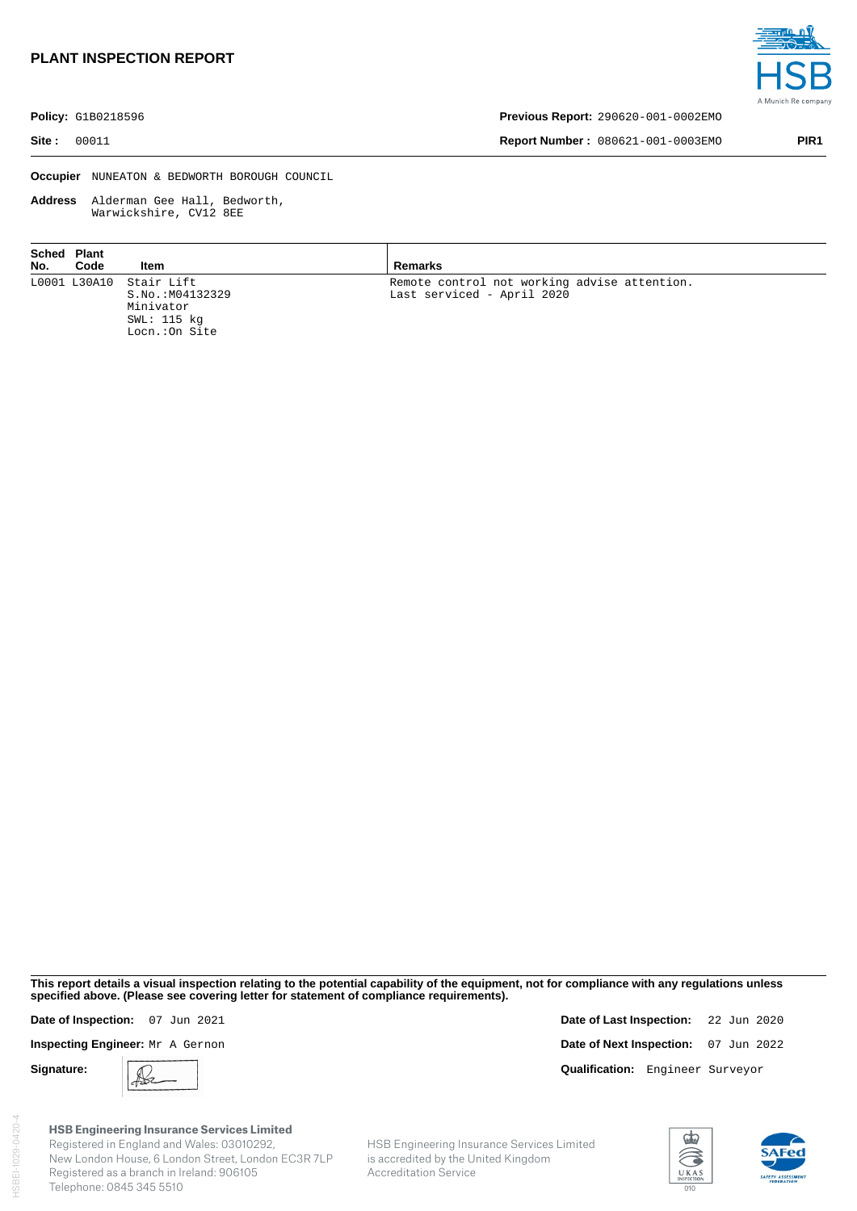# PLANT INSPECTION REPORT

**Policy:** G1B0218596

**Previous Report:** 290620-001-0002EMO

**Site :** 00011

**Report Number :** 080621-001-0003EMO

**PIR1**

**Occupier** NUNEATON & BEDWORTH BOROUGH COUNCIL

**Address** Alderman Gee Hall, Bedworth, Warwickshire, CV12 8EE

| Sched No. | Plant Code | Item | Remarks |
|---|---|---|---|
| L0001 | L30A10 | Stair Lift<br>S.No.:M04132329<br>Minivator<br>SWL: 115 kg<br>Locn.:On Site | Remote control not working advise attention.<br>Last serviced - April 2020 |

**This report details a visual inspection relating to the potential capability of the equipment, not for compliance with any regulations unless specified above. (Please see covering letter for statement of compliance requirements).**

**Date of Inspection:** 07 Jun 2021

**Date of Last Inspection:** 22 Jun 2020

**Inspecting Engineer:** Mr A Gernon

**Date of Next Inspection:** 07 Jun 2022

**Signature:**

**Qualification:** Engineer Surveyor

**HSB Engineering Insurance Services Limited**
Registered in England and Wales: 03010292,
New London House, 6 London Street, London EC3R 7LP
Registered as a branch in Ireland: 906105
Telephone: 0845 345 5510

HSB Engineering Insurance Services Limited is accredited by the United Kingdom Accreditation Service

HSBEI-1029-0420-4